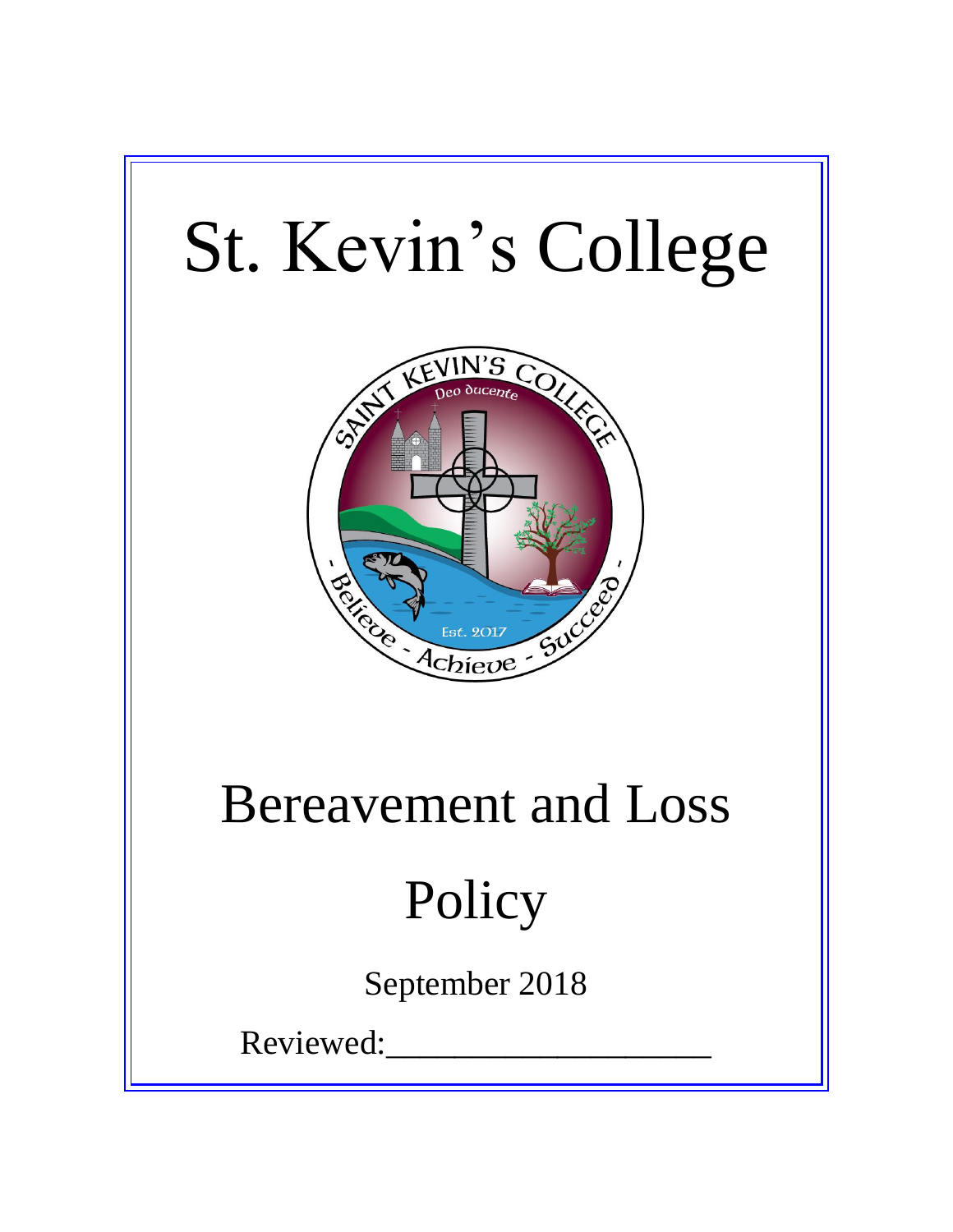# St. Kevin's College

# Bereavement and Loss Policy

September 2018

Reviewed:____________________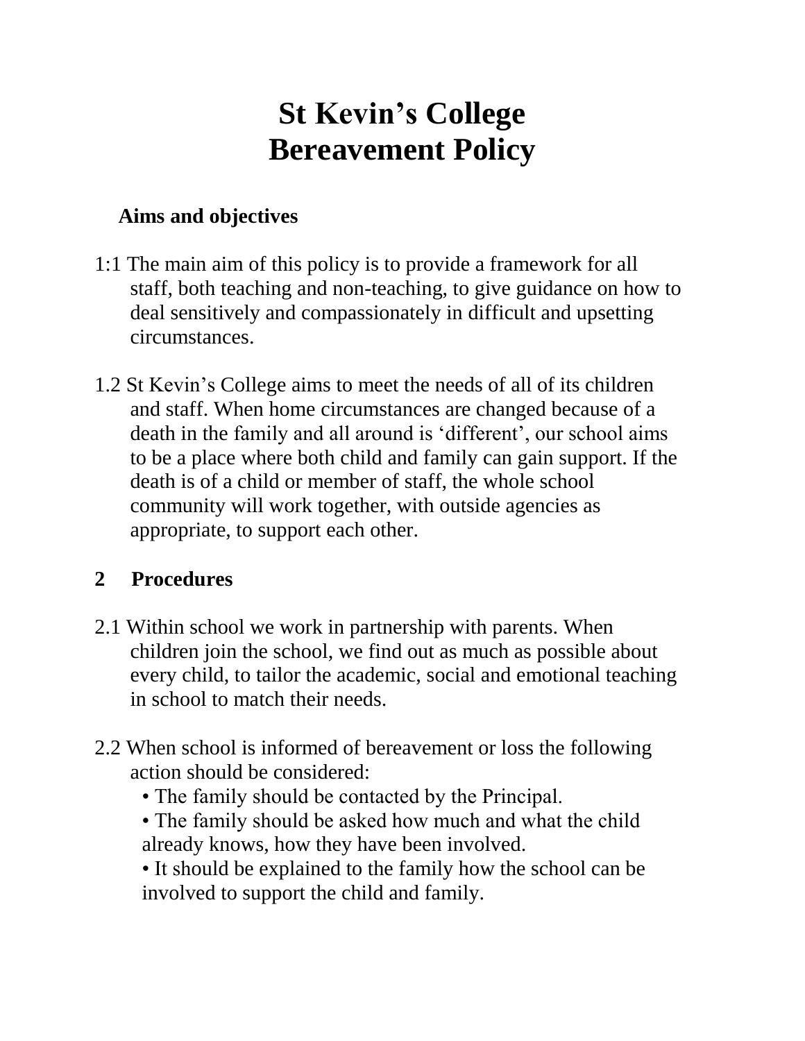# St Kevin's College
# Bereavement Policy

## Aims and objectives

1:1 The main aim of this policy is to provide a framework for all staff, both teaching and non-teaching, to give guidance on how to deal sensitively and compassionately in difficult and upsetting circumstances.

1.2 St Kevin's College aims to meet the needs of all of its children and staff. When home circumstances are changed because of a death in the family and all around is 'different', our school aims to be a place where both child and family can gain support. If the death is of a child or member of staff, the whole school community will work together, with outside agencies as appropriate, to support each other.

## 2 Procedures

2.1 Within school we work in partnership with parents. When children join the school, we find out as much as possible about every child, to tailor the academic, social and emotional teaching in school to match their needs.

2.2 When school is informed of bereavement or loss the following action should be considered:

- The family should be contacted by the Principal.
- The family should be asked how much and what the child already knows, how they have been involved.
- It should be explained to the family how the school can be involved to support the child and family.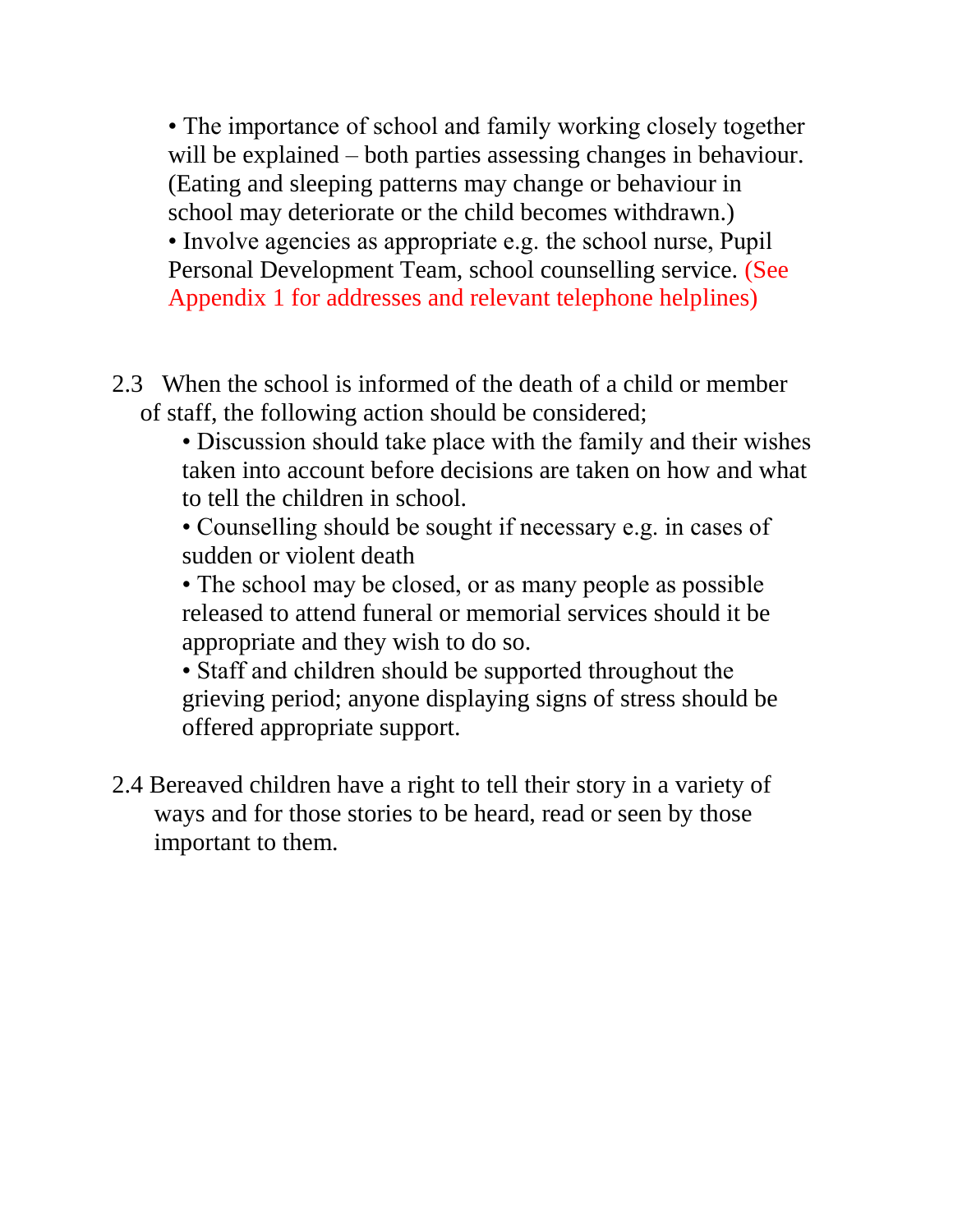- The importance of school and family working closely together will be explained – both parties assessing changes in behaviour. (Eating and sleeping patterns may change or behaviour in school may deteriorate or the child becomes withdrawn.)
- Involve agencies as appropriate e.g. the school nurse, Pupil Personal Development Team, school counselling service. (See Appendix 1 for addresses and relevant telephone helplines)

2.3 When the school is informed of the death of a child or member of staff, the following action should be considered;

- Discussion should take place with the family and their wishes taken into account before decisions are taken on how and what to tell the children in school.
- Counselling should be sought if necessary e.g. in cases of sudden or violent death
- The school may be closed, or as many people as possible released to attend funeral or memorial services should it be appropriate and they wish to do so.
- Staff and children should be supported throughout the grieving period; anyone displaying signs of stress should be offered appropriate support.

2.4 Bereaved children have a right to tell their story in a variety of ways and for those stories to be heard, read or seen by those important to them.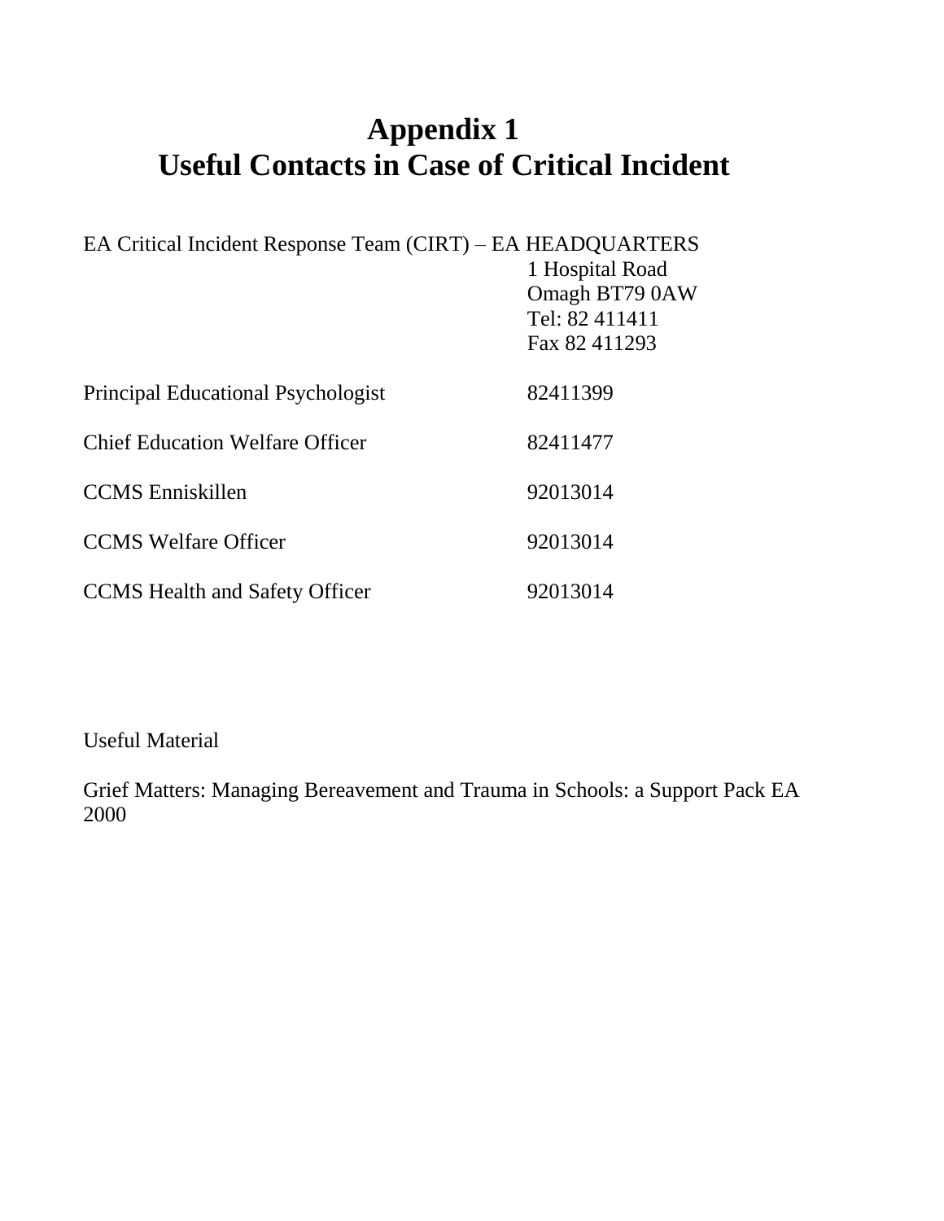# Appendix 1
# Useful Contacts in Case of Critical Incident

| | |
|---|---|
| EA Critical Incident Response Team (CIRT) – EA HEADQUARTERS | 1 Hospital Road<br>Omagh BT79 0AW<br>Tel: 82 411411<br>Fax 82 411293 |
| Principal Educational Psychologist | 82411399 |
| Chief Education Welfare Officer | 82411477 |
| CCMS Enniskillen | 92013014 |
| CCMS Welfare Officer | 92013014 |
| CCMS Health and Safety Officer | 92013014 |

Useful Material

Grief Matters: Managing Bereavement and Trauma in Schools: a Support Pack EA 2000